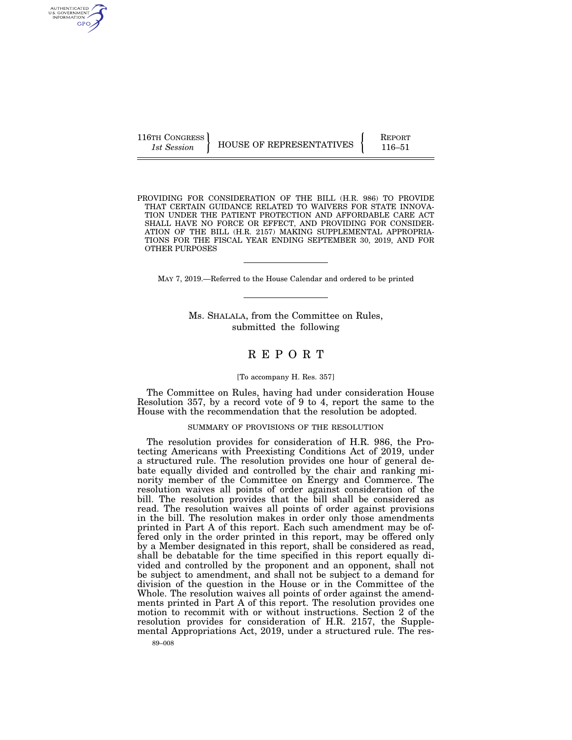116TH CONGRESS
*1st Session*

HOUSE OF REPRESENTATIVES

REPORT
116–51

PROVIDING FOR CONSIDERATION OF THE BILL (H.R. 986) TO PROVIDE THAT CERTAIN GUIDANCE RELATED TO WAIVERS FOR STATE INNOVATION UNDER THE PATIENT PROTECTION AND AFFORDABLE CARE ACT SHALL HAVE NO FORCE OR EFFECT, AND PROVIDING FOR CONSIDERATION OF THE BILL (H.R. 2157) MAKING SUPPLEMENTAL APPROPRIATIONS FOR THE FISCAL YEAR ENDING SEPTEMBER 30, 2019, AND FOR OTHER PURPOSES

MAY 7, 2019.—Referred to the House Calendar and ordered to be printed

Ms. SHALALA, from the Committee on Rules, submitted the following

# REPORT

[To accompany H. Res. 357]

The Committee on Rules, having had under consideration House Resolution 357, by a record vote of 9 to 4, report the same to the House with the recommendation that the resolution be adopted.

## SUMMARY OF PROVISIONS OF THE RESOLUTION

The resolution provides for consideration of H.R. 986, the Protecting Americans with Preexisting Conditions Act of 2019, under a structured rule. The resolution provides one hour of general debate equally divided and controlled by the chair and ranking minority member of the Committee on Energy and Commerce. The resolution waives all points of order against consideration of the bill. The resolution provides that the bill shall be considered as read. The resolution waives all points of order against provisions in the bill. The resolution makes in order only those amendments printed in Part A of this report. Each such amendment may be offered only in the order printed in this report, may be offered only by a Member designated in this report, shall be considered as read, shall be debatable for the time specified in this report equally divided and controlled by the proponent and an opponent, shall not be subject to amendment, and shall not be subject to a demand for division of the question in the House or in the Committee of the Whole. The resolution waives all points of order against the amendments printed in Part A of this report. The resolution provides one motion to recommit with or without instructions. Section 2 of the resolution provides for consideration of H.R. 2157, the Supplemental Appropriations Act, 2019, under a structured rule. The res-

89–008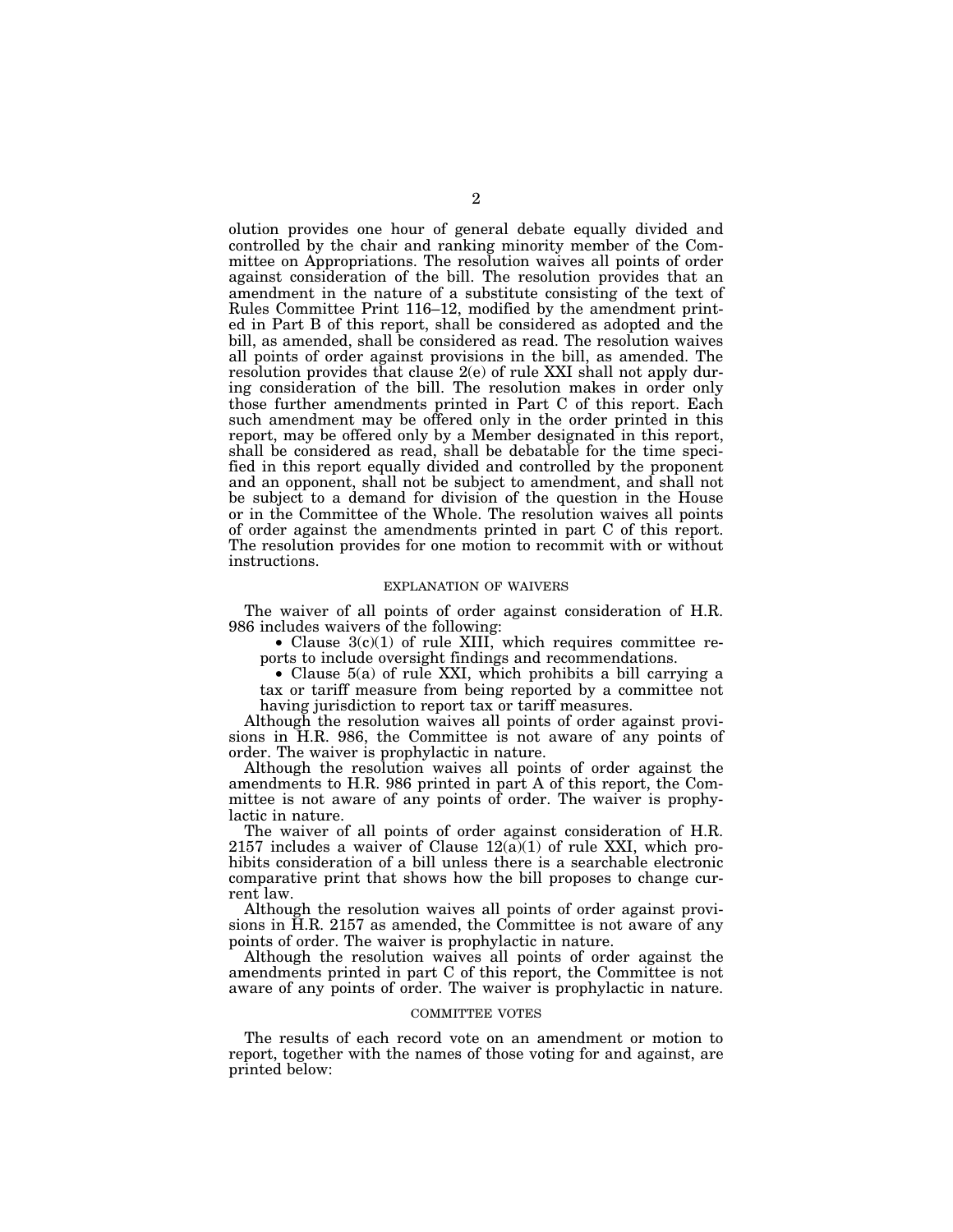olution provides one hour of general debate equally divided and controlled by the chair and ranking minority member of the Committee on Appropriations. The resolution waives all points of order against consideration of the bill. The resolution provides that an amendment in the nature of a substitute consisting of the text of Rules Committee Print 116–12, modified by the amendment printed in Part B of this report, shall be considered as adopted and the bill, as amended, shall be considered as read. The resolution waives all points of order against provisions in the bill, as amended. The resolution provides that clause 2(e) of rule XXI shall not apply during consideration of the bill. The resolution makes in order only those further amendments printed in Part C of this report. Each such amendment may be offered only in the order printed in this report, may be offered only by a Member designated in this report, shall be considered as read, shall be debatable for the time specified in this report equally divided and controlled by the proponent and an opponent, shall not be subject to amendment, and shall not be subject to a demand for division of the question in the House or in the Committee of the Whole. The resolution waives all points of order against the amendments printed in part C of this report. The resolution provides for one motion to recommit with or without instructions.

## EXPLANATION OF WAIVERS

The waiver of all points of order against consideration of H.R. 986 includes waivers of the following:

- Clause 3(c)(1) of rule XIII, which requires committee reports to include oversight findings and recommendations.
- Clause 5(a) of rule XXI, which prohibits a bill carrying a tax or tariff measure from being reported by a committee not having jurisdiction to report tax or tariff measures.

Although the resolution waives all points of order against provisions in H.R. 986, the Committee is not aware of any points of order. The waiver is prophylactic in nature.

Although the resolution waives all points of order against the amendments to H.R. 986 printed in part A of this report, the Committee is not aware of any points of order. The waiver is prophylactic in nature.

The waiver of all points of order against consideration of H.R. 2157 includes a waiver of Clause 12(a)(1) of rule XXI, which prohibits consideration of a bill unless there is a searchable electronic comparative print that shows how the bill proposes to change current law.

Although the resolution waives all points of order against provisions in H.R. 2157 as amended, the Committee is not aware of any points of order. The waiver is prophylactic in nature.

Although the resolution waives all points of order against the amendments printed in part C of this report, the Committee is not aware of any points of order. The waiver is prophylactic in nature.

## COMMITTEE VOTES

The results of each record vote on an amendment or motion to report, together with the names of those voting for and against, are printed below: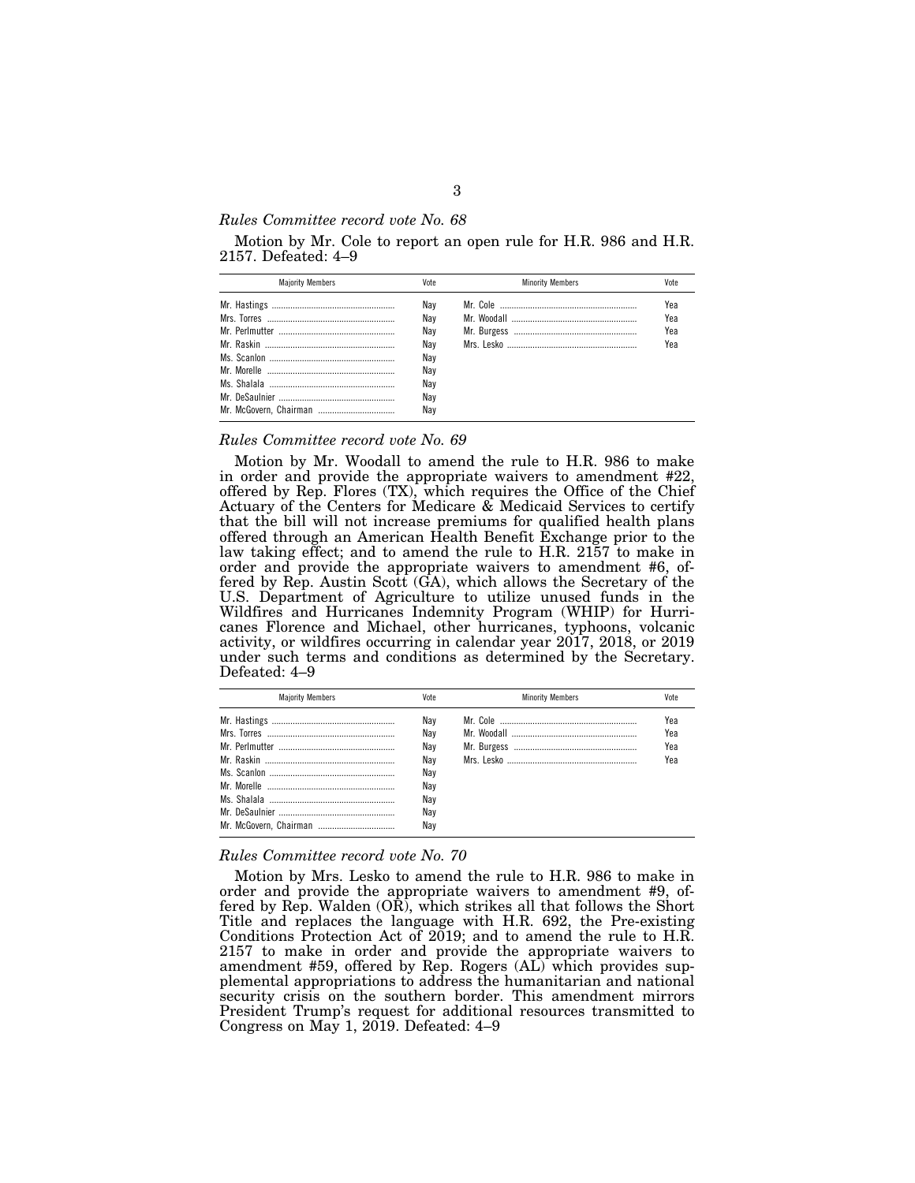*Rules Committee record vote No. 68*

Motion by Mr. Cole to report an open rule for H.R. 986 and H.R. 2157. Defeated: 4–9

| Majority Members | Vote | Minority Members | Vote |
|---|---|---|---|
| Mr. Hastings | Nay | Mr. Cole | Yea |
| Mrs. Torres | Nay | Mr. Woodall | Yea |
| Mr. Perlmutter | Nay | Mr. Burgess | Yea |
| Mr. Raskin | Nay | Mrs. Lesko | Yea |
| Ms. Scanlon | Nay | | |
| Mr. Morelle | Nay | | |
| Ms. Shalala | Nay | | |
| Mr. DeSaulnier | Nay | | |
| Mr. McGovern, Chairman | Nay | | |

*Rules Committee record vote No. 69*

Motion by Mr. Woodall to amend the rule to H.R. 986 to make in order and provide the appropriate waivers to amendment #22, offered by Rep. Flores (TX), which requires the Office of the Chief Actuary of the Centers for Medicare & Medicaid Services to certify that the bill will not increase premiums for qualified health plans offered through an American Health Benefit Exchange prior to the law taking effect; and to amend the rule to H.R. 2157 to make in order and provide the appropriate waivers to amendment #6, offered by Rep. Austin Scott (GA), which allows the Secretary of the U.S. Department of Agriculture to utilize unused funds in the Wildfires and Hurricanes Indemnity Program (WHIP) for Hurricanes Florence and Michael, other hurricanes, typhoons, volcanic activity, or wildfires occurring in calendar year 2017, 2018, or 2019 under such terms and conditions as determined by the Secretary. Defeated: 4–9

| Majority Members | Vote | Minority Members | Vote |
|---|---|---|---|
| Mr. Hastings | Nay | Mr. Cole | Yea |
| Mrs. Torres | Nay | Mr. Woodall | Yea |
| Mr. Perlmutter | Nay | Mr. Burgess | Yea |
| Mr. Raskin | Nay | Mrs. Lesko | Yea |
| Ms. Scanlon | Nay | | |
| Mr. Morelle | Nay | | |
| Ms. Shalala | Nay | | |
| Mr. DeSaulnier | Nay | | |
| Mr. McGovern, Chairman | Nay | | |

*Rules Committee record vote No. 70*

Motion by Mrs. Lesko to amend the rule to H.R. 986 to make in order and provide the appropriate waivers to amendment #9, offered by Rep. Walden (OR), which strikes all that follows the Short Title and replaces the language with H.R. 692, the Pre-existing Conditions Protection Act of 2019; and to amend the rule to H.R. 2157 to make in order and provide the appropriate waivers to amendment #59, offered by Rep. Rogers (AL) which provides supplemental appropriations to address the humanitarian and national security crisis on the southern border. This amendment mirrors President Trump's request for additional resources transmitted to Congress on May 1, 2019. Defeated: 4–9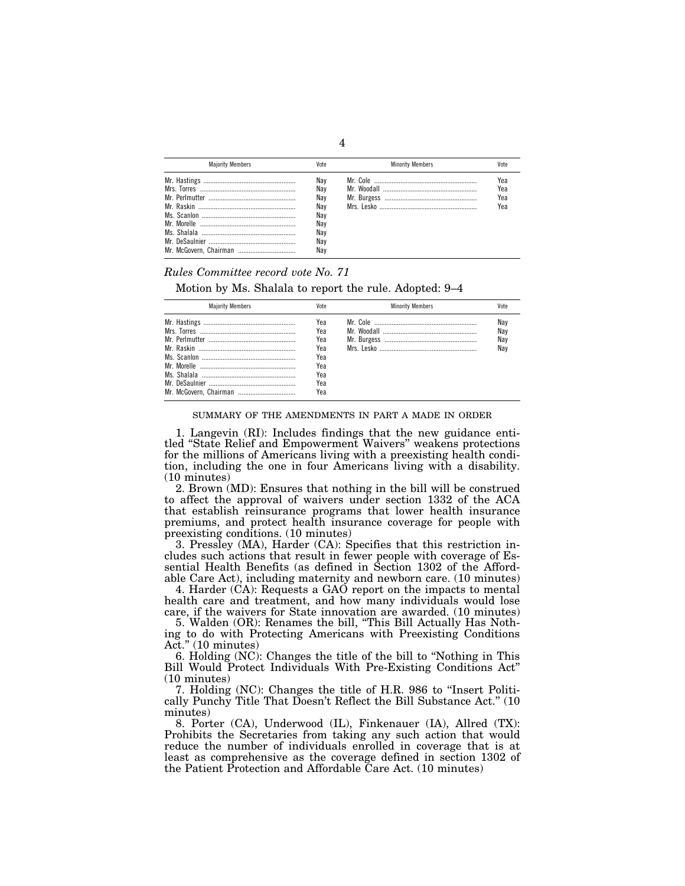| Majority Members | Vote | Minority Members | Vote |
|---|---|---|---|
| Mr. Hastings | Nay | Mr. Cole | Yea |
| Mrs. Torres | Nay | Mr. Woodall | Yea |
| Mr. Perlmutter | Nay | Mr. Burgess | Yea |
| Mr. Raskin | Nay | Mrs. Lesko | Yea |
| Ms. Scanlon | Nay | | |
| Mr. Morelle | Nay | | |
| Ms. Shalala | Nay | | |
| Mr. DeSaulnier | Nay | | |
| Mr. McGovern, Chairman | Nay | | |

*Rules Committee record vote No. 71*

Motion by Ms. Shalala to report the rule. Adopted: 9–4

| Majority Members | Vote | Minority Members | Vote |
|---|---|---|---|
| Mr. Hastings | Yea | Mr. Cole | Nay |
| Mrs. Torres | Yea | Mr. Woodall | Nay |
| Mr. Perlmutter | Yea | Mr. Burgess | Nay |
| Mr. Raskin | Yea | Mrs. Lesko | Nay |
| Ms. Scanlon | Yea | | |
| Mr. Morelle | Yea | | |
| Ms. Shalala | Yea | | |
| Mr. DeSaulnier | Yea | | |
| Mr. McGovern, Chairman | Yea | | |

## SUMMARY OF THE AMENDMENTS IN PART A MADE IN ORDER

1. Langevin (RI): Includes findings that the new guidance entitled "State Relief and Empowerment Waivers" weakens protections for the millions of Americans living with a preexisting health condition, including the one in four Americans living with a disability. (10 minutes)

2. Brown (MD): Ensures that nothing in the bill will be construed to affect the approval of waivers under section 1332 of the ACA that establish reinsurance programs that lower health insurance premiums, and protect health insurance coverage for people with preexisting conditions. (10 minutes)

3. Pressley (MA), Harder (CA): Specifies that this restriction includes such actions that result in fewer people with coverage of Essential Health Benefits (as defined in Section 1302 of the Affordable Care Act), including maternity and newborn care. (10 minutes)

4. Harder (CA): Requests a GAO report on the impacts to mental health care and treatment, and how many individuals would lose care, if the waivers for State innovation are awarded. (10 minutes)

5. Walden (OR): Renames the bill, "This Bill Actually Has Nothing to do with Protecting Americans with Preexisting Conditions Act." (10 minutes)

6. Holding (NC): Changes the title of the bill to "Nothing in This Bill Would Protect Individuals With Pre-Existing Conditions Act" (10 minutes)

7. Holding (NC): Changes the title of H.R. 986 to "Insert Politically Punchy Title That Doesn't Reflect the Bill Substance Act." (10 minutes)

8. Porter (CA), Underwood (IL), Finkenauer (IA), Allred (TX): Prohibits the Secretaries from taking any such action that would reduce the number of individuals enrolled in coverage that is at least as comprehensive as the coverage defined in section 1302 of the Patient Protection and Affordable Care Act. (10 minutes)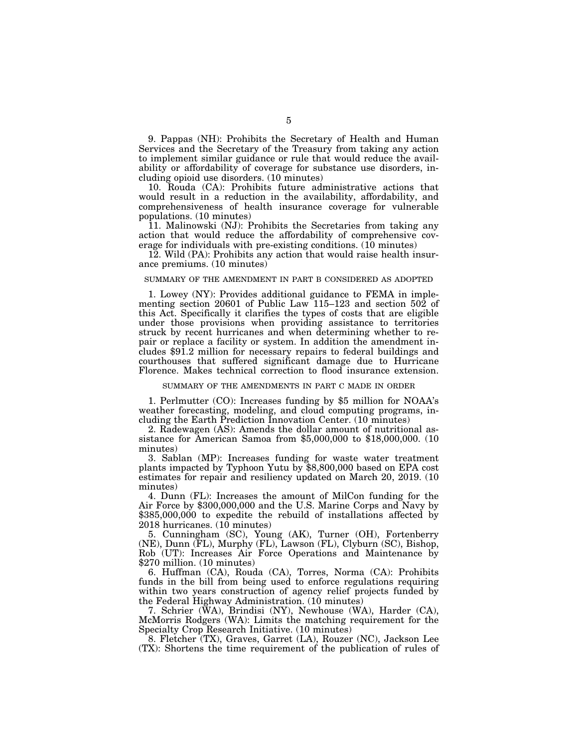9. Pappas (NH): Prohibits the Secretary of Health and Human Services and the Secretary of the Treasury from taking any action to implement similar guidance or rule that would reduce the availability or affordability of coverage for substance use disorders, including opioid use disorders. (10 minutes)

10. Rouda (CA): Prohibits future administrative actions that would result in a reduction in the availability, affordability, and comprehensiveness of health insurance coverage for vulnerable populations. (10 minutes)

11. Malinowski (NJ): Prohibits the Secretaries from taking any action that would reduce the affordability of comprehensive coverage for individuals with pre-existing conditions. (10 minutes)

12. Wild (PA): Prohibits any action that would raise health insurance premiums. (10 minutes)

## SUMMARY OF THE AMENDMENT IN PART B CONSIDERED AS ADOPTED

1. Lowey (NY): Provides additional guidance to FEMA in implementing section 20601 of Public Law 115–123 and section 502 of this Act. Specifically it clarifies the types of costs that are eligible under those provisions when providing assistance to territories struck by recent hurricanes and when determining whether to repair or replace a facility or system. In addition the amendment includes $91.2 million for necessary repairs to federal buildings and courthouses that suffered significant damage due to Hurricane Florence. Makes technical correction to flood insurance extension.

## SUMMARY OF THE AMENDMENTS IN PART C MADE IN ORDER

1. Perlmutter (CO): Increases funding by $5 million for NOAA's weather forecasting, modeling, and cloud computing programs, including the Earth Prediction Innovation Center. (10 minutes)

2. Radewagen (AS): Amends the dollar amount of nutritional assistance for American Samoa from $5,000,000 to $18,000,000. (10 minutes)

3. Sablan (MP): Increases funding for waste water treatment plants impacted by Typhoon Yutu by $8,800,000 based on EPA cost estimates for repair and resiliency updated on March 20, 2019. (10 minutes)

4. Dunn (FL): Increases the amount of MilCon funding for the Air Force by $300,000,000 and the U.S. Marine Corps and Navy by $385,000,000 to expedite the rebuild of installations affected by 2018 hurricanes. (10 minutes)

5. Cunningham (SC), Young (AK), Turner (OH), Fortenberry (NE), Dunn (FL), Murphy (FL), Lawson (FL), Clyburn (SC), Bishop, Rob (UT): Increases Air Force Operations and Maintenance by $270 million. (10 minutes)

6. Huffman (CA), Rouda (CA), Torres, Norma (CA): Prohibits funds in the bill from being used to enforce regulations requiring within two years construction of agency relief projects funded by the Federal Highway Administration. (10 minutes)

7. Schrier (WA), Brindisi (NY), Newhouse (WA), Harder (CA), McMorris Rodgers (WA): Limits the matching requirement for the Specialty Crop Research Initiative. (10 minutes)

8. Fletcher (TX), Graves, Garret (LA), Rouzer (NC), Jackson Lee (TX): Shortens the time requirement of the publication of rules of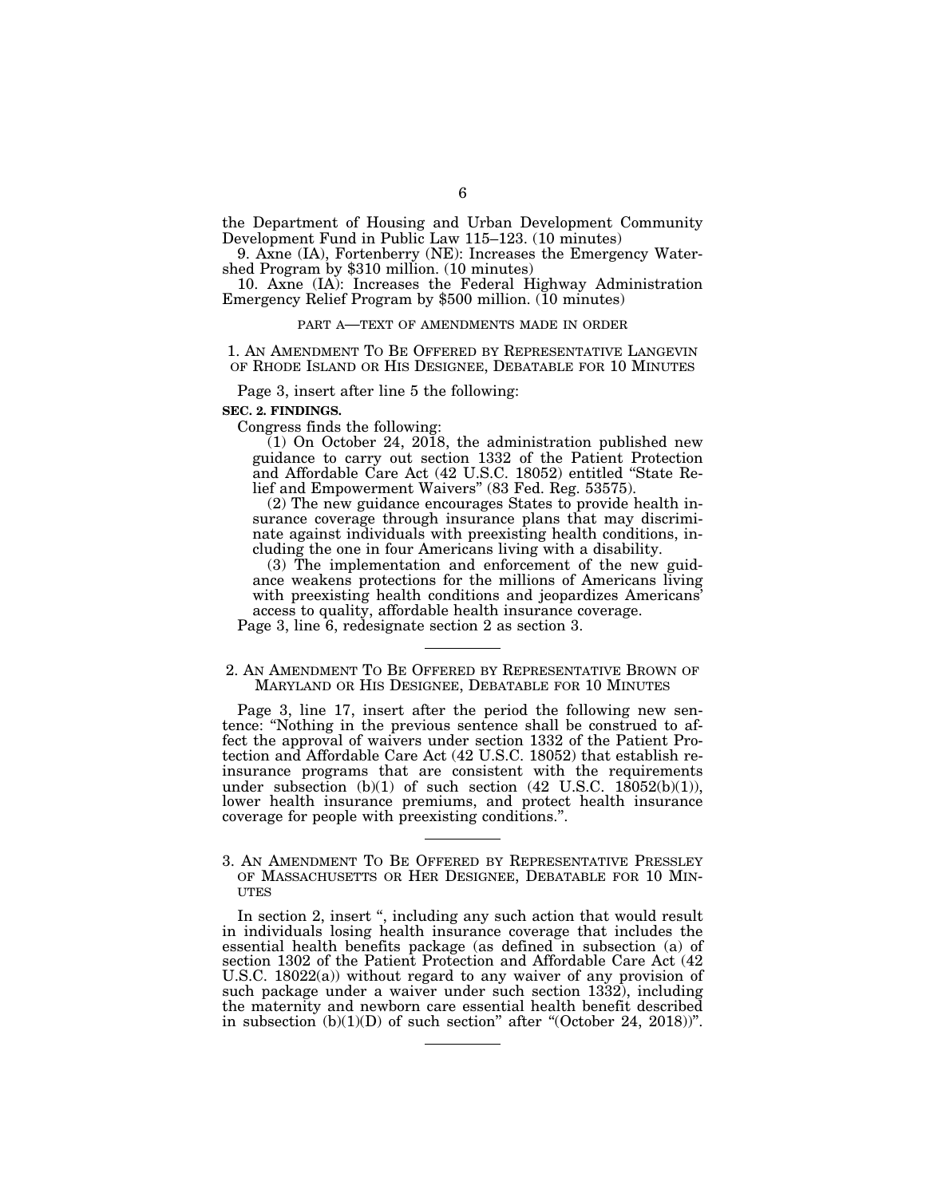the Department of Housing and Urban Development Community Development Fund in Public Law 115–123. (10 minutes)

9. Axne (IA), Fortenberry (NE): Increases the Emergency Watershed Program by $310 million. (10 minutes)

10. Axne (IA): Increases the Federal Highway Administration Emergency Relief Program by $500 million. (10 minutes)

## PART A—TEXT OF AMENDMENTS MADE IN ORDER

### 1. AN AMENDMENT TO BE OFFERED BY REPRESENTATIVE LANGEVIN OF RHODE ISLAND OR HIS DESIGNEE, DEBATABLE FOR 10 MINUTES

Page 3, insert after line 5 the following:

**SEC. 2. FINDINGS.**

Congress finds the following:

(1) On October 24, 2018, the administration published new guidance to carry out section 1332 of the Patient Protection and Affordable Care Act (42 U.S.C. 18052) entitled "State Relief and Empowerment Waivers" (83 Fed. Reg. 53575).

(2) The new guidance encourages States to provide health insurance coverage through insurance plans that may discriminate against individuals with preexisting health conditions, including the one in four Americans living with a disability.

(3) The implementation and enforcement of the new guidance weakens protections for the millions of Americans living with preexisting health conditions and jeopardizes Americans' access to quality, affordable health insurance coverage.

Page 3, line 6, redesignate section 2 as section 3.

---

### 2. AN AMENDMENT TO BE OFFERED BY REPRESENTATIVE BROWN OF MARYLAND OR HIS DESIGNEE, DEBATABLE FOR 10 MINUTES

Page 3, line 17, insert after the period the following new sentence: "Nothing in the previous sentence shall be construed to affect the approval of waivers under section 1332 of the Patient Protection and Affordable Care Act (42 U.S.C. 18052) that establish reinsurance programs that are consistent with the requirements under subsection (b)(1) of such section (42 U.S.C. 18052(b)(1)), lower health insurance premiums, and protect health insurance coverage for people with preexisting conditions.".

---

### 3. AN AMENDMENT TO BE OFFERED BY REPRESENTATIVE PRESSLEY OF MASSACHUSETTS OR HER DESIGNEE, DEBATABLE FOR 10 MINUTES

In section 2, insert ", including any such action that would result in individuals losing health insurance coverage that includes the essential health benefits package (as defined in subsection (a) of section 1302 of the Patient Protection and Affordable Care Act (42 U.S.C. 18022(a)) without regard to any waiver of any provision of such package under a waiver under such section 1332), including the maternity and newborn care essential health benefit described in subsection (b)(1)(D) of such section" after "(October 24, 2018))".

---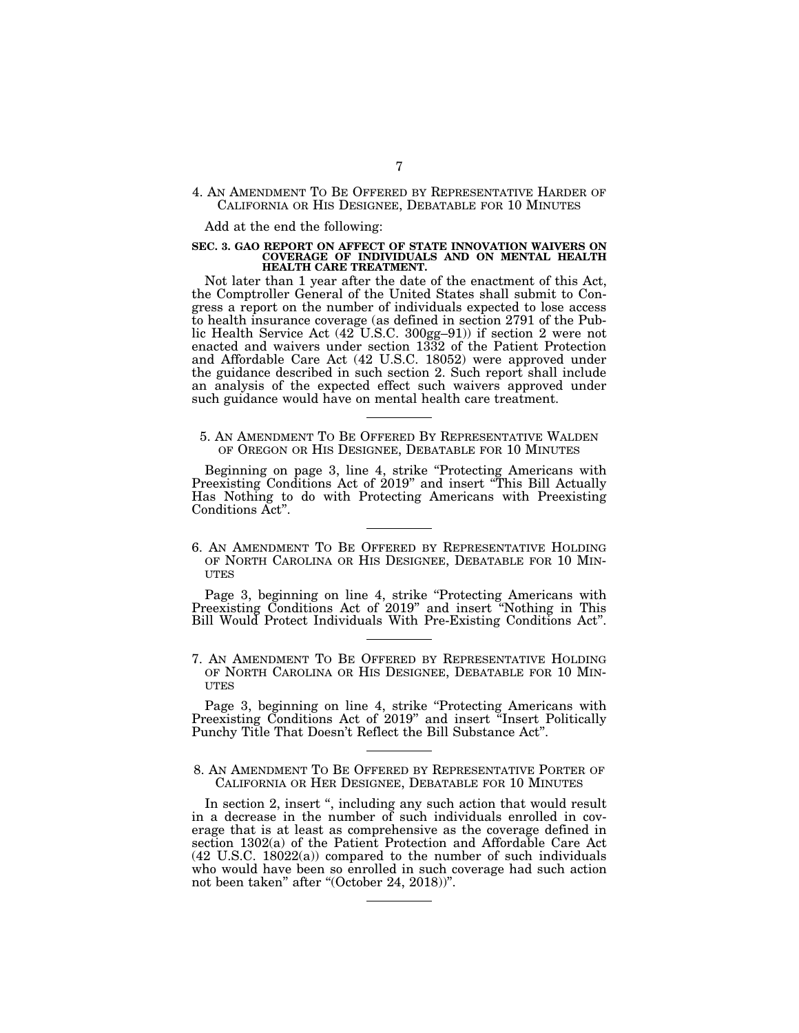4. AN AMENDMENT TO BE OFFERED BY REPRESENTATIVE HARDER OF CALIFORNIA OR HIS DESIGNEE, DEBATABLE FOR 10 MINUTES

Add at the end the following:

**SEC. 3. GAO REPORT ON AFFECT OF STATE INNOVATION WAIVERS ON COVERAGE OF INDIVIDUALS AND ON MENTAL HEALTH HEALTH CARE TREATMENT.**

Not later than 1 year after the date of the enactment of this Act, the Comptroller General of the United States shall submit to Congress a report on the number of individuals expected to lose access to health insurance coverage (as defined in section 2791 of the Public Health Service Act (42 U.S.C. 300gg–91)) if section 2 were not enacted and waivers under section 1332 of the Patient Protection and Affordable Care Act (42 U.S.C. 18052) were approved under the guidance described in such section 2. Such report shall include an analysis of the expected effect such waivers approved under such guidance would have on mental health care treatment.

---

5. AN AMENDMENT TO BE OFFERED BY REPRESENTATIVE WALDEN OF OREGON OR HIS DESIGNEE, DEBATABLE FOR 10 MINUTES

Beginning on page 3, line 4, strike "Protecting Americans with Preexisting Conditions Act of 2019" and insert "This Bill Actually Has Nothing to do with Protecting Americans with Preexisting Conditions Act".

---

6. AN AMENDMENT TO BE OFFERED BY REPRESENTATIVE HOLDING OF NORTH CAROLINA OR HIS DESIGNEE, DEBATABLE FOR 10 MINUTES

Page 3, beginning on line 4, strike "Protecting Americans with Preexisting Conditions Act of 2019" and insert "Nothing in This Bill Would Protect Individuals With Pre-Existing Conditions Act".

---

7. AN AMENDMENT TO BE OFFERED BY REPRESENTATIVE HOLDING OF NORTH CAROLINA OR HIS DESIGNEE, DEBATABLE FOR 10 MINUTES

Page 3, beginning on line 4, strike "Protecting Americans with Preexisting Conditions Act of 2019" and insert "Insert Politically Punchy Title That Doesn't Reflect the Bill Substance Act".

---

8. AN AMENDMENT TO BE OFFERED BY REPRESENTATIVE PORTER OF CALIFORNIA OR HER DESIGNEE, DEBATABLE FOR 10 MINUTES

In section 2, insert ", including any such action that would result in a decrease in the number of such individuals enrolled in coverage that is at least as comprehensive as the coverage defined in section 1302(a) of the Patient Protection and Affordable Care Act (42 U.S.C. 18022(a)) compared to the number of such individuals who would have been so enrolled in such coverage had such action not been taken" after "(October 24, 2018))".

---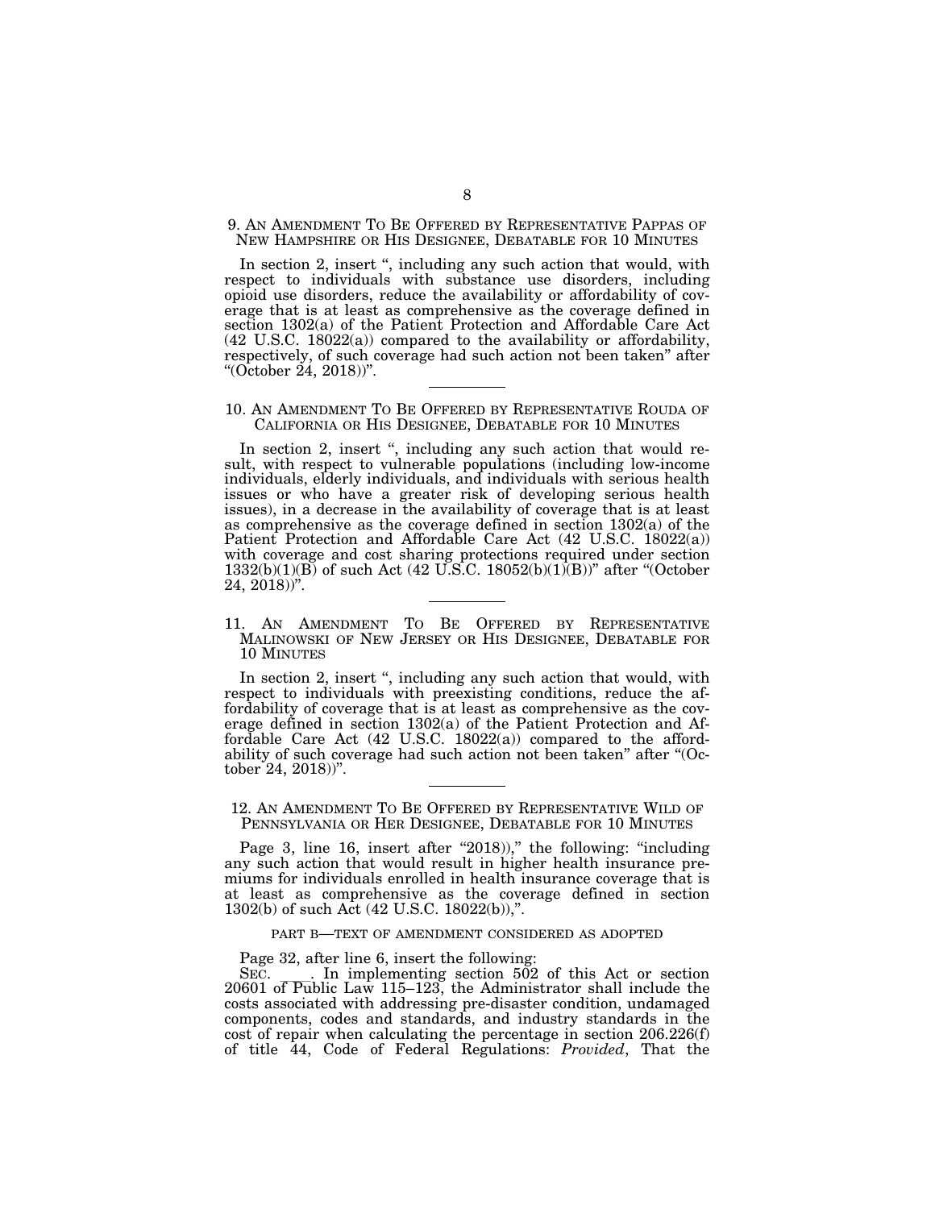### 9. An Amendment To Be Offered by Representative Pappas of New Hampshire or His Designee, Debatable for 10 Minutes

In section 2, insert ", including any such action that would, with respect to individuals with substance use disorders, including opioid use disorders, reduce the availability or affordability of coverage that is at least as comprehensive as the coverage defined in section 1302(a) of the Patient Protection and Affordable Care Act (42 U.S.C. 18022(a)) compared to the availability or affordability, respectively, of such coverage had such action not been taken" after "(October 24, 2018))".

---

### 10. An Amendment To Be Offered by Representative Rouda of California or His Designee, Debatable for 10 Minutes

In section 2, insert ", including any such action that would result, with respect to vulnerable populations (including low-income individuals, elderly individuals, and individuals with serious health issues or who have a greater risk of developing serious health issues), in a decrease in the availability of coverage that is at least as comprehensive as the coverage defined in section 1302(a) of the Patient Protection and Affordable Care Act (42 U.S.C. 18022(a)) with coverage and cost sharing protections required under section 1332(b)(1)(B) of such Act (42 U.S.C. 18052(b)(1)(B))" after "(October 24, 2018))".

---

### 11. An Amendment To Be Offered by Representative Malinowski of New Jersey or His Designee, Debatable for 10 Minutes

In section 2, insert ", including any such action that would, with respect to individuals with preexisting conditions, reduce the affordability of coverage that is at least as comprehensive as the coverage defined in section 1302(a) of the Patient Protection and Affordable Care Act (42 U.S.C. 18022(a)) compared to the affordability of such coverage had such action not been taken" after "(October 24, 2018))".

---

### 12. An Amendment To Be Offered by Representative Wild of Pennsylvania or Her Designee, Debatable for 10 Minutes

Page 3, line 16, insert after "2018))," the following: "including any such action that would result in higher health insurance premiums for individuals enrolled in health insurance coverage that is at least as comprehensive as the coverage defined in section 1302(b) of such Act (42 U.S.C. 18022(b)),".

#### PART B—TEXT OF AMENDMENT CONSIDERED AS ADOPTED

Page 32, after line 6, insert the following:

SEC. \_\_\_\_. In implementing section 502 of this Act or section 20601 of Public Law 115–123, the Administrator shall include the costs associated with addressing pre-disaster condition, undamaged components, codes and standards, and industry standards in the cost of repair when calculating the percentage in section 206.226(f) of title 44, Code of Federal Regulations: *Provided*, That the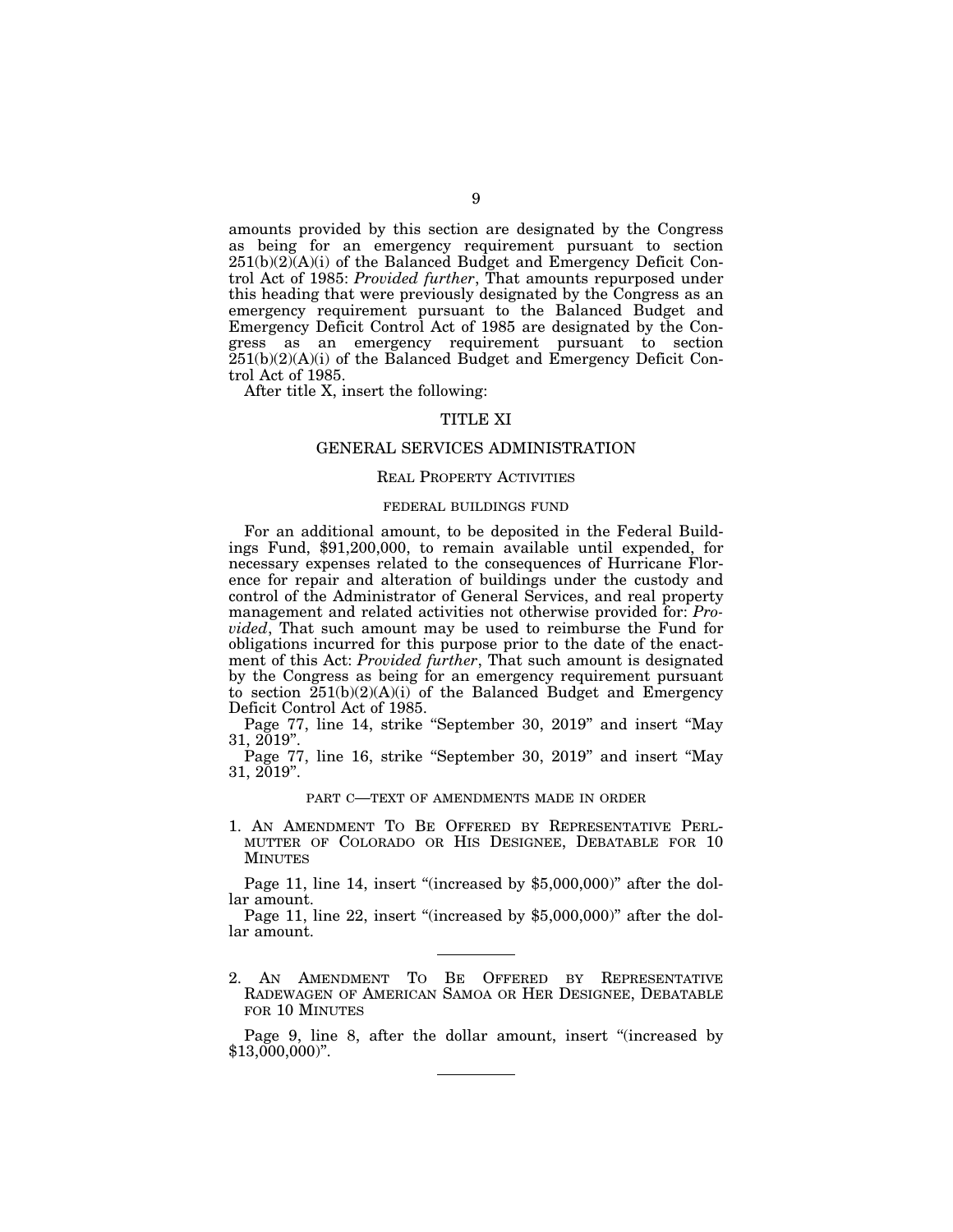amounts provided by this section are designated by the Congress as being for an emergency requirement pursuant to section 251(b)(2)(A)(i) of the Balanced Budget and Emergency Deficit Control Act of 1985: *Provided further*, That amounts repurposed under this heading that were previously designated by the Congress as an emergency requirement pursuant to the Balanced Budget and Emergency Deficit Control Act of 1985 are designated by the Congress as an emergency requirement pursuant to section 251(b)(2)(A)(i) of the Balanced Budget and Emergency Deficit Control Act of 1985.

After title X, insert the following:

TITLE XI

GENERAL SERVICES ADMINISTRATION

REAL PROPERTY ACTIVITIES

FEDERAL BUILDINGS FUND

For an additional amount, to be deposited in the Federal Buildings Fund, $91,200,000, to remain available until expended, for necessary expenses related to the consequences of Hurricane Florence for repair and alteration of buildings under the custody and control of the Administrator of General Services, and real property management and related activities not otherwise provided for: *Provided*, That such amount may be used to reimburse the Fund for obligations incurred for this purpose prior to the date of the enactment of this Act: *Provided further*, That such amount is designated by the Congress as being for an emergency requirement pursuant to section 251(b)(2)(A)(i) of the Balanced Budget and Emergency Deficit Control Act of 1985.

Page 77, line 14, strike "September 30, 2019" and insert "May 31, 2019".

Page 77, line 16, strike "September 30, 2019" and insert "May 31, 2019".

PART C—TEXT OF AMENDMENTS MADE IN ORDER

1. AN AMENDMENT TO BE OFFERED BY REPRESENTATIVE PERLMUTTER OF COLORADO OR HIS DESIGNEE, DEBATABLE FOR 10 MINUTES

Page 11, line 14, insert "(increased by $5,000,000)" after the dollar amount.

Page 11, line 22, insert "(increased by $5,000,000)" after the dollar amount.

---

2. AN AMENDMENT TO BE OFFERED BY REPRESENTATIVE RADEWAGEN OF AMERICAN SAMOA OR HER DESIGNEE, DEBATABLE FOR 10 MINUTES

Page 9, line 8, after the dollar amount, insert "(increased by $13,000,000)".

---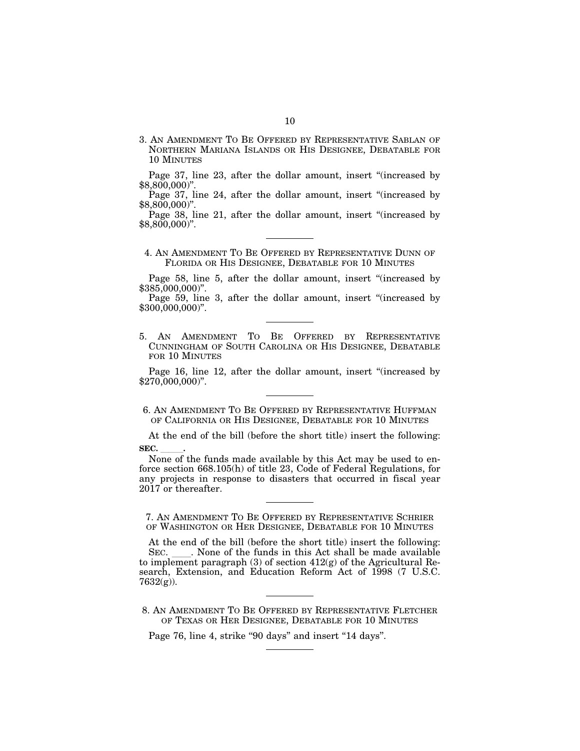3. AN AMENDMENT TO BE OFFERED BY REPRESENTATIVE SABLAN OF NORTHERN MARIANA ISLANDS OR HIS DESIGNEE, DEBATABLE FOR 10 MINUTES

Page 37, line 23, after the dollar amount, insert "(increased by $8,800,000)".

Page 37, line 24, after the dollar amount, insert "(increased by $8,800,000)".

Page 38, line 21, after the dollar amount, insert "(increased by $8,800,000)".

---

4. AN AMENDMENT TO BE OFFERED BY REPRESENTATIVE DUNN OF FLORIDA OR HIS DESIGNEE, DEBATABLE FOR 10 MINUTES

Page 58, line 5, after the dollar amount, insert "(increased by $385,000,000)".

Page 59, line 3, after the dollar amount, insert "(increased by $300,000,000)".

---

5. AN AMENDMENT TO BE OFFERED BY REPRESENTATIVE CUNNINGHAM OF SOUTH CAROLINA OR HIS DESIGNEE, DEBATABLE FOR 10 MINUTES

Page 16, line 12, after the dollar amount, insert "(increased by $270,000,000)".

---

6. AN AMENDMENT TO BE OFFERED BY REPRESENTATIVE HUFFMAN OF CALIFORNIA OR HIS DESIGNEE, DEBATABLE FOR 10 MINUTES

At the end of the bill (before the short title) insert the following:

**SEC. \_\_\_\_\_.**

None of the funds made available by this Act may be used to enforce section 668.105(h) of title 23, Code of Federal Regulations, for any projects in response to disasters that occurred in fiscal year 2017 or thereafter.

---

7. AN AMENDMENT TO BE OFFERED BY REPRESENTATIVE SCHRIER OF WASHINGTON OR HER DESIGNEE, DEBATABLE FOR 10 MINUTES

At the end of the bill (before the short title) insert the following:

SEC. \_\_\_\_. None of the funds in this Act shall be made available to implement paragraph (3) of section 412(g) of the Agricultural Research, Extension, and Education Reform Act of 1998 (7 U.S.C. 7632(g)).

---

8. AN AMENDMENT TO BE OFFERED BY REPRESENTATIVE FLETCHER OF TEXAS OR HER DESIGNEE, DEBATABLE FOR 10 MINUTES

Page 76, line 4, strike "90 days" and insert "14 days".

---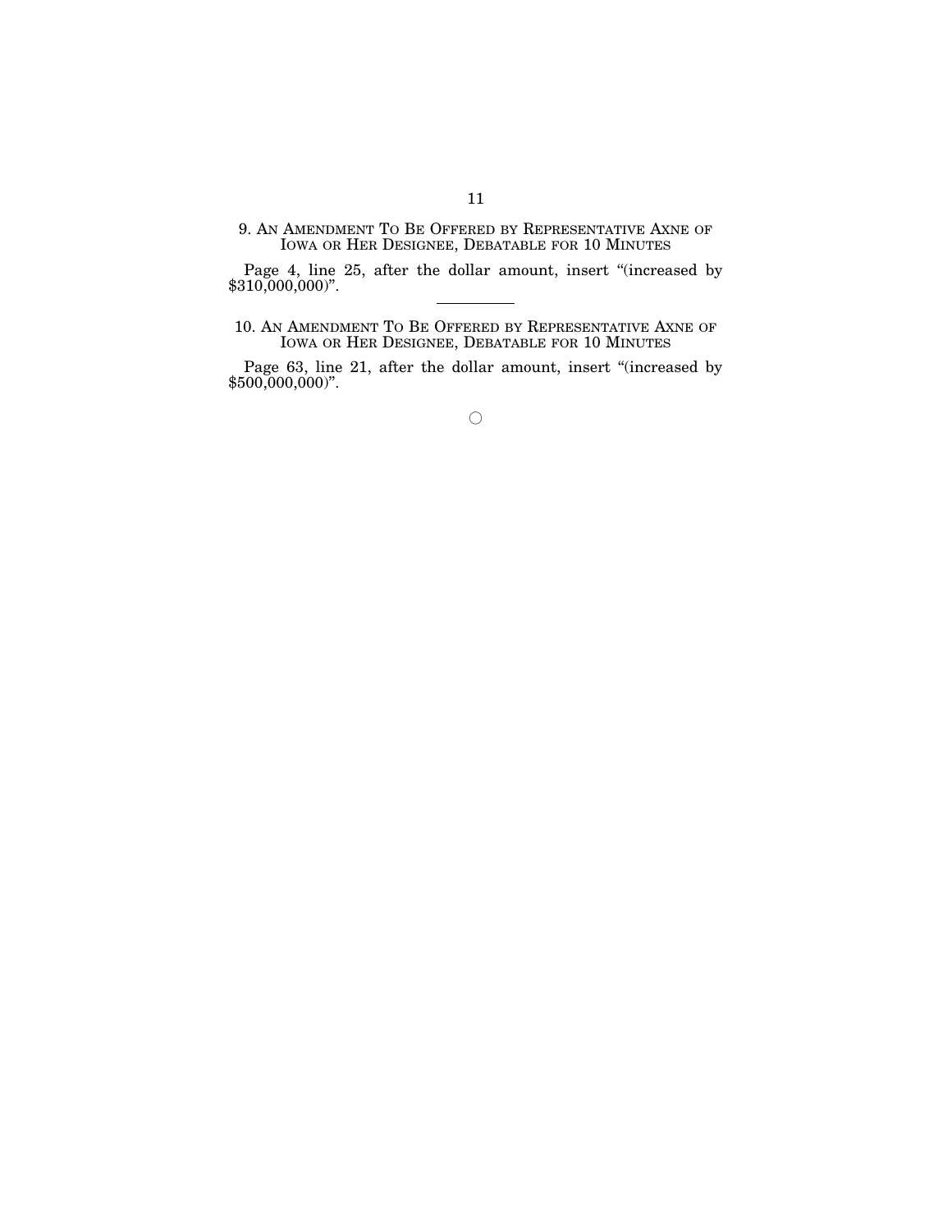9. AN AMENDMENT TO BE OFFERED BY REPRESENTATIVE AXNE OF IOWA OR HER DESIGNEE, DEBATABLE FOR 10 MINUTES

Page 4, line 25, after the dollar amount, insert "(increased by $310,000,000)".

---

10. AN AMENDMENT TO BE OFFERED BY REPRESENTATIVE AXNE OF IOWA OR HER DESIGNEE, DEBATABLE FOR 10 MINUTES

Page 63, line 21, after the dollar amount, insert "(increased by $500,000,000)".

○